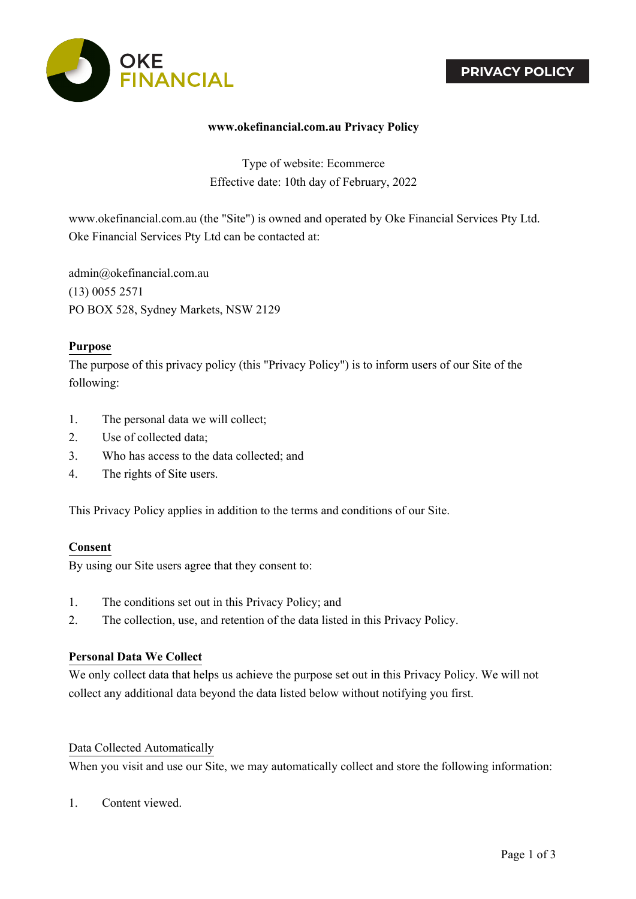OKE FINANCIAL

**PRIVACY POLICY**

**www.okefinancial.com.au Privacy Policy**

Type of website: Ecommerce
Effective date: 10th day of February, 2022

www.okefinancial.com.au (the "Site") is owned and operated by Oke Financial Services Pty Ltd. Oke Financial Services Pty Ltd can be contacted at:

admin@okefinancial.com.au
(13) 0055 2571
PO BOX 528, Sydney Markets, NSW 2129

## Purpose

The purpose of this privacy policy (this "Privacy Policy") is to inform users of our Site of the following:

1. The personal data we will collect;
2. Use of collected data;
3. Who has access to the data collected; and
4. The rights of Site users.

This Privacy Policy applies in addition to the terms and conditions of our Site.

## Consent

By using our Site users agree that they consent to:

1. The conditions set out in this Privacy Policy; and
2. The collection, use, and retention of the data listed in this Privacy Policy.

## Personal Data We Collect

We only collect data that helps us achieve the purpose set out in this Privacy Policy. We will not collect any additional data beyond the data listed below without notifying you first.

### Data Collected Automatically

When you visit and use our Site, we may automatically collect and store the following information:

1. Content viewed.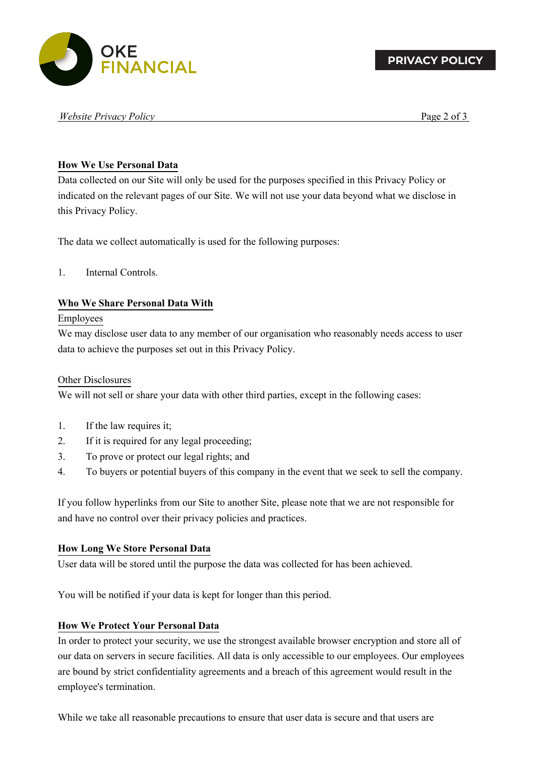## How We Use Personal Data

Data collected on our Site will only be used for the purposes specified in this Privacy Policy or indicated on the relevant pages of our Site. We will not use your data beyond what we disclose in this Privacy Policy.

The data we collect automatically is used for the following purposes:

1. Internal Controls.

## Who We Share Personal Data With

### Employees

We may disclose user data to any member of our organisation who reasonably needs access to user data to achieve the purposes set out in this Privacy Policy.

### Other Disclosures

We will not sell or share your data with other third parties, except in the following cases:

1. If the law requires it;
2. If it is required for any legal proceeding;
3. To prove or protect our legal rights; and
4. To buyers or potential buyers of this company in the event that we seek to sell the company.

If you follow hyperlinks from our Site to another Site, please note that we are not responsible for and have no control over their privacy policies and practices.

## How Long We Store Personal Data

User data will be stored until the purpose the data was collected for has been achieved.

You will be notified if your data is kept for longer than this period.

## How We Protect Your Personal Data

In order to protect your security, we use the strongest available browser encryption and store all of our data on servers in secure facilities. All data is only accessible to our employees. Our employees are bound by strict confidentiality agreements and a breach of this agreement would result in the employee's termination.

While we take all reasonable precautions to ensure that user data is secure and that users are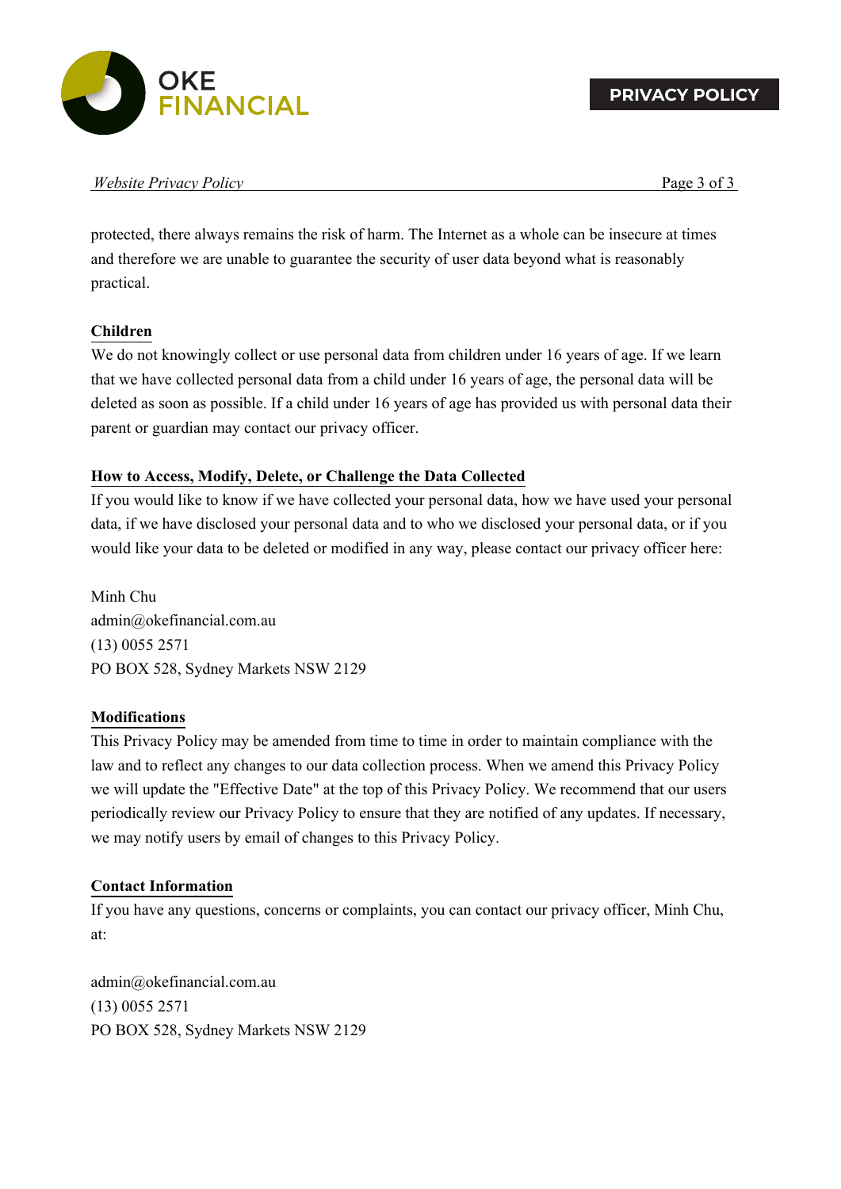protected, there always remains the risk of harm. The Internet as a whole can be insecure at times and therefore we are unable to guarantee the security of user data beyond what is reasonably practical.

## Children

We do not knowingly collect or use personal data from children under 16 years of age. If we learn that we have collected personal data from a child under 16 years of age, the personal data will be deleted as soon as possible. If a child under 16 years of age has provided us with personal data their parent or guardian may contact our privacy officer.

## How to Access, Modify, Delete, or Challenge the Data Collected

If you would like to know if we have collected your personal data, how we have used your personal data, if we have disclosed your personal data and to who we disclosed your personal data, or if you would like your data to be deleted or modified in any way, please contact our privacy officer here:

Minh Chu
admin@okefinancial.com.au
(13) 0055 2571
PO BOX 528, Sydney Markets NSW 2129

## Modifications

This Privacy Policy may be amended from time to time in order to maintain compliance with the law and to reflect any changes to our data collection process. When we amend this Privacy Policy we will update the "Effective Date" at the top of this Privacy Policy. We recommend that our users periodically review our Privacy Policy to ensure that they are notified of any updates. If necessary, we may notify users by email of changes to this Privacy Policy.

## Contact Information

If you have any questions, concerns or complaints, you can contact our privacy officer, Minh Chu, at:

admin@okefinancial.com.au
(13) 0055 2571
PO BOX 528, Sydney Markets NSW 2129